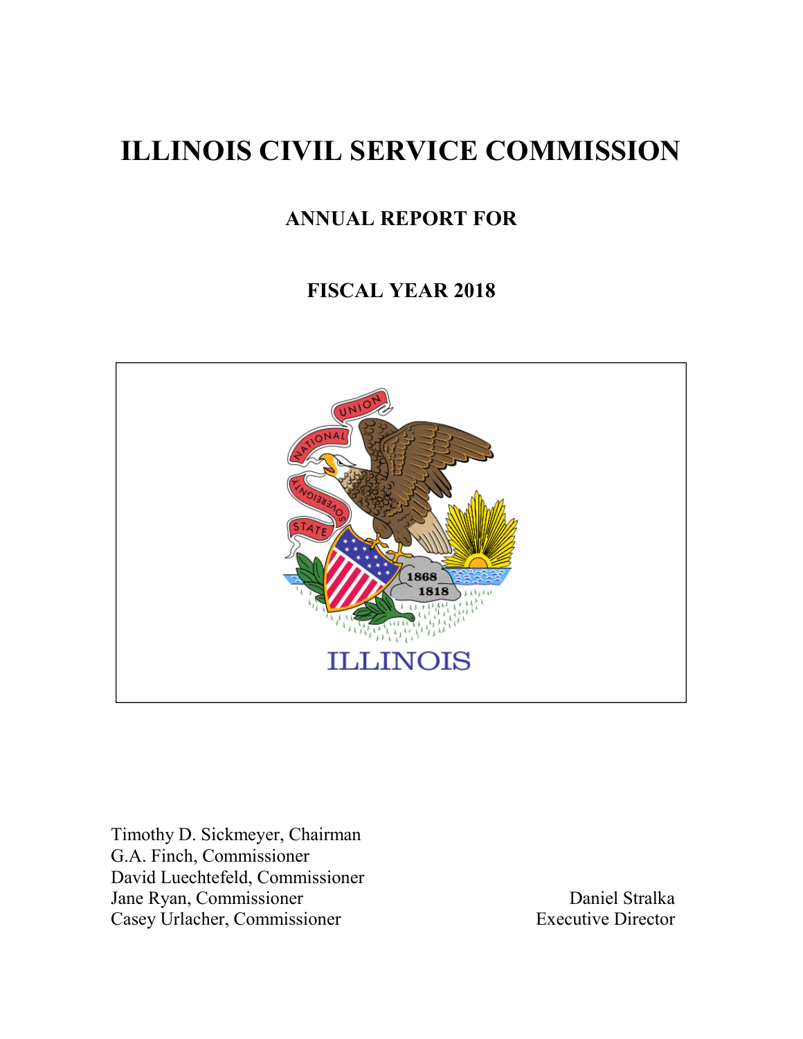# ILLINOIS CIVIL SERVICE COMMISSION

## ANNUAL REPORT FOR

## FISCAL YEAR 2018

Timothy D. Sickmeyer, Chairman
G.A. Finch, Commissioner
David Luechtefeld, Commissioner
Jane Ryan, Commissioner
Casey Urlacher, Commissioner

Daniel Stralka
Executive Director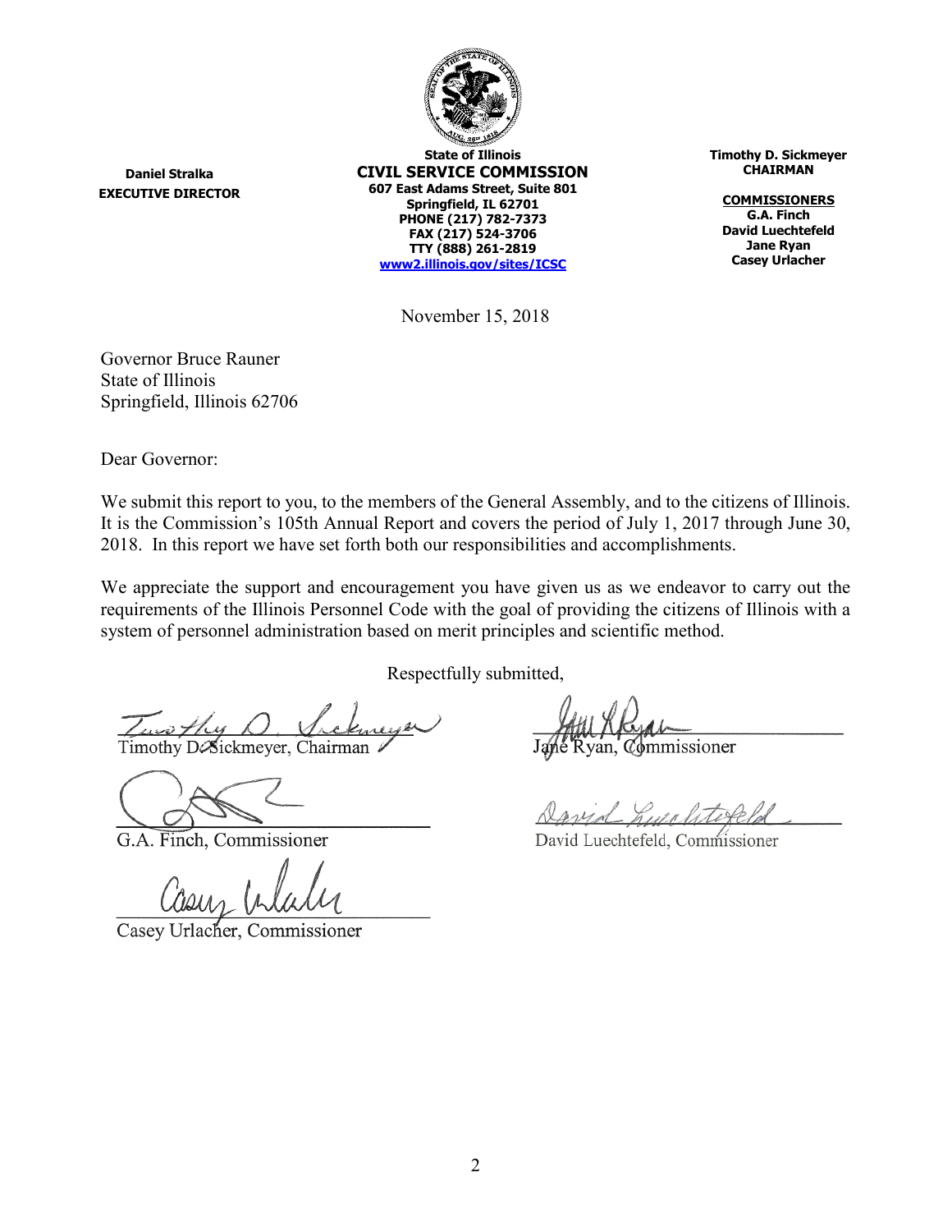**Daniel Stralka**
**EXECUTIVE DIRECTOR**

**State of Illinois**
**CIVIL SERVICE COMMISSION**
**607 East Adams Street, Suite 801**
**Springfield, IL 62701**
**PHONE (217) 782-7373**
**FAX (217) 524-3706**
**TTY (888) 261-2819**
**www2.illinois.gov/sites/ICSC**

**Timothy D. Sickmeyer**
**CHAIRMAN**

**COMMISSIONERS**
**G.A. Finch**
**David Luechtefeld**
**Jane Ryan**
**Casey Urlacher**

November 15, 2018

Governor Bruce Rauner
State of Illinois
Springfield, Illinois 62706

Dear Governor:

We submit this report to you, to the members of the General Assembly, and to the citizens of Illinois. It is the Commission's 105th Annual Report and covers the period of July 1, 2017 through June 30, 2018. In this report we have set forth both our responsibilities and accomplishments.

We appreciate the support and encouragement you have given us as we endeavor to carry out the requirements of the Illinois Personnel Code with the goal of providing the citizens of Illinois with a system of personnel administration based on merit principles and scientific method.

Respectfully submitted,

Timothy D. Sickmeyer, Chairman

Jane Ryan, Commissioner

G.A. Finch, Commissioner

David Luechtefeld, Commissioner

Casey Urlacher, Commissioner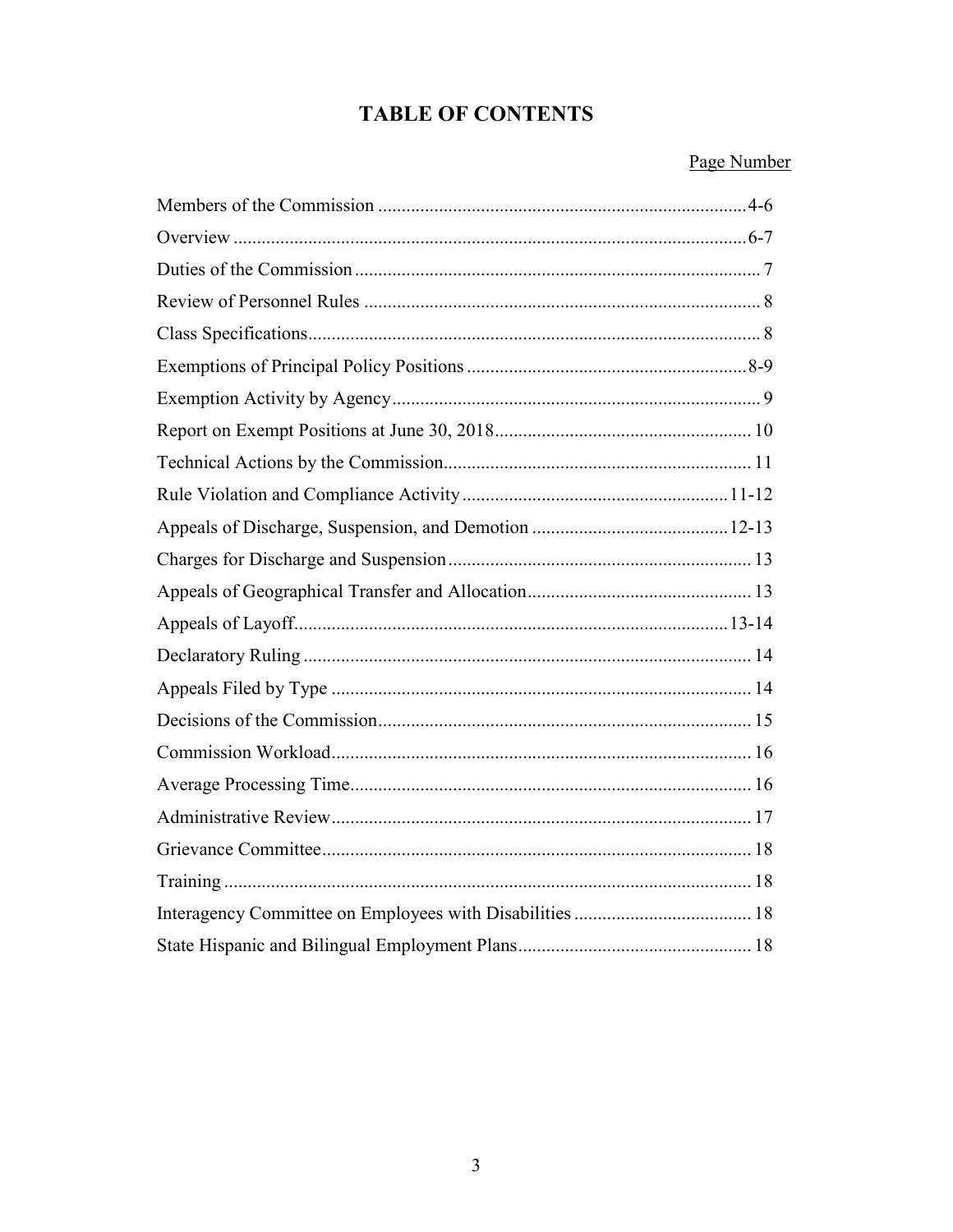# TABLE OF CONTENTS

| | Page Number |
|---|---|
| Members of the Commission | 4-6 |
| Overview | 6-7 |
| Duties of the Commission | 7 |
| Review of Personnel Rules | 8 |
| Class Specifications | 8 |
| Exemptions of Principal Policy Positions | 8-9 |
| Exemption Activity by Agency | 9 |
| Report on Exempt Positions at June 30, 2018 | 10 |
| Technical Actions by the Commission | 11 |
| Rule Violation and Compliance Activity | 11-12 |
| Appeals of Discharge, Suspension, and Demotion | 12-13 |
| Charges for Discharge and Suspension | 13 |
| Appeals of Geographical Transfer and Allocation | 13 |
| Appeals of Layoff | 13-14 |
| Declaratory Ruling | 14 |
| Appeals Filed by Type | 14 |
| Decisions of the Commission | 15 |
| Commission Workload | 16 |
| Average Processing Time | 16 |
| Administrative Review | 17 |
| Grievance Committee | 18 |
| Training | 18 |
| Interagency Committee on Employees with Disabilities | 18 |
| State Hispanic and Bilingual Employment Plans | 18 |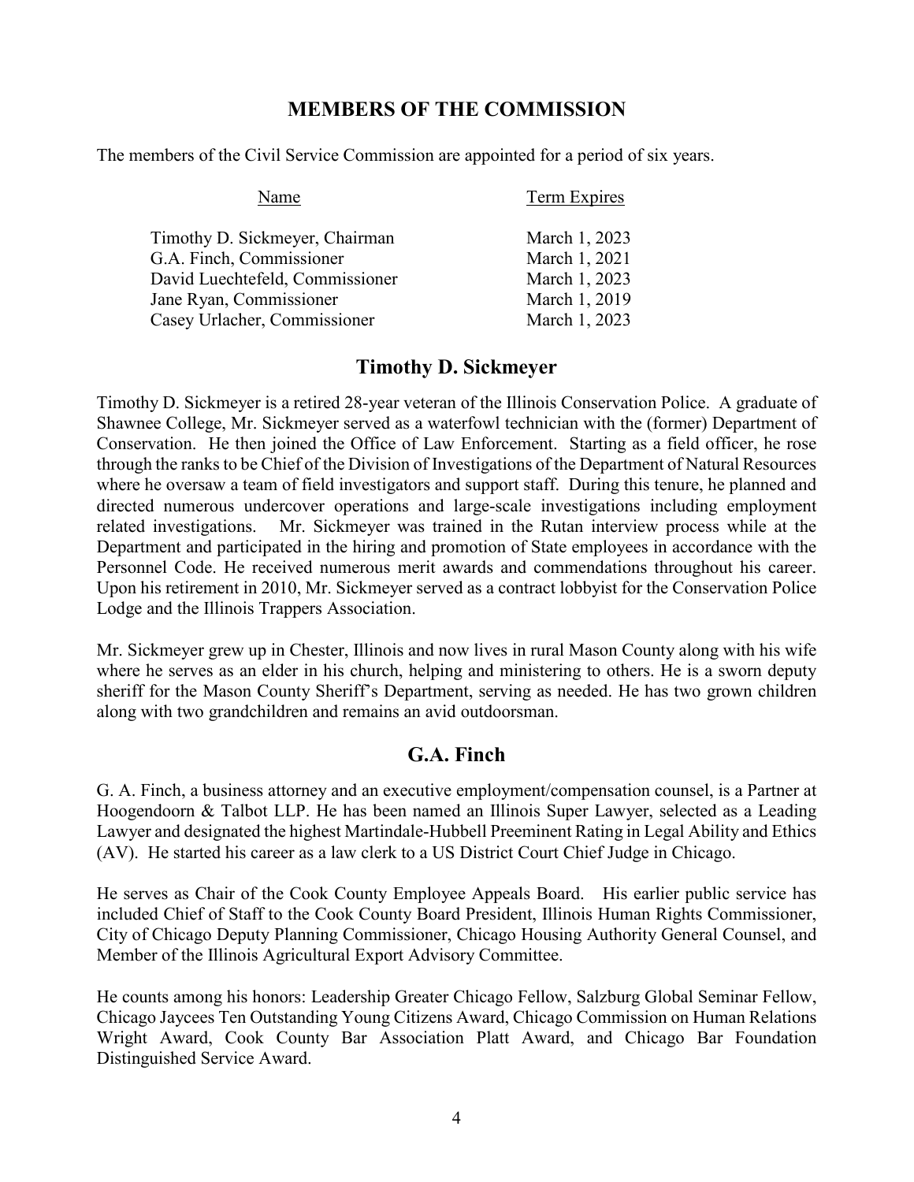## MEMBERS OF THE COMMISSION

The members of the Civil Service Commission are appointed for a period of six years.

| Name | Term Expires |
|---|---|
| Timothy D. Sickmeyer, Chairman | March 1, 2023 |
| G.A. Finch, Commissioner | March 1, 2021 |
| David Luechtefeld, Commissioner | March 1, 2023 |
| Jane Ryan, Commissioner | March 1, 2019 |
| Casey Urlacher, Commissioner | March 1, 2023 |

## Timothy D. Sickmeyer

Timothy D. Sickmeyer is a retired 28-year veteran of the Illinois Conservation Police. A graduate of Shawnee College, Mr. Sickmeyer served as a waterfowl technician with the (former) Department of Conservation. He then joined the Office of Law Enforcement. Starting as a field officer, he rose through the ranks to be Chief of the Division of Investigations of the Department of Natural Resources where he oversaw a team of field investigators and support staff. During this tenure, he planned and directed numerous undercover operations and large-scale investigations including employment related investigations. Mr. Sickmeyer was trained in the Rutan interview process while at the Department and participated in the hiring and promotion of State employees in accordance with the Personnel Code. He received numerous merit awards and commendations throughout his career. Upon his retirement in 2010, Mr. Sickmeyer served as a contract lobbyist for the Conservation Police Lodge and the Illinois Trappers Association.

Mr. Sickmeyer grew up in Chester, Illinois and now lives in rural Mason County along with his wife where he serves as an elder in his church, helping and ministering to others. He is a sworn deputy sheriff for the Mason County Sheriff's Department, serving as needed. He has two grown children along with two grandchildren and remains an avid outdoorsman.

## G.A. Finch

G. A. Finch, a business attorney and an executive employment/compensation counsel, is a Partner at Hoogendoorn & Talbot LLP. He has been named an Illinois Super Lawyer, selected as a Leading Lawyer and designated the highest Martindale-Hubbell Preeminent Rating in Legal Ability and Ethics (AV). He started his career as a law clerk to a US District Court Chief Judge in Chicago.

He serves as Chair of the Cook County Employee Appeals Board. His earlier public service has included Chief of Staff to the Cook County Board President, Illinois Human Rights Commissioner, City of Chicago Deputy Planning Commissioner, Chicago Housing Authority General Counsel, and Member of the Illinois Agricultural Export Advisory Committee.

He counts among his honors: Leadership Greater Chicago Fellow, Salzburg Global Seminar Fellow, Chicago Jaycees Ten Outstanding Young Citizens Award, Chicago Commission on Human Relations Wright Award, Cook County Bar Association Platt Award, and Chicago Bar Foundation Distinguished Service Award.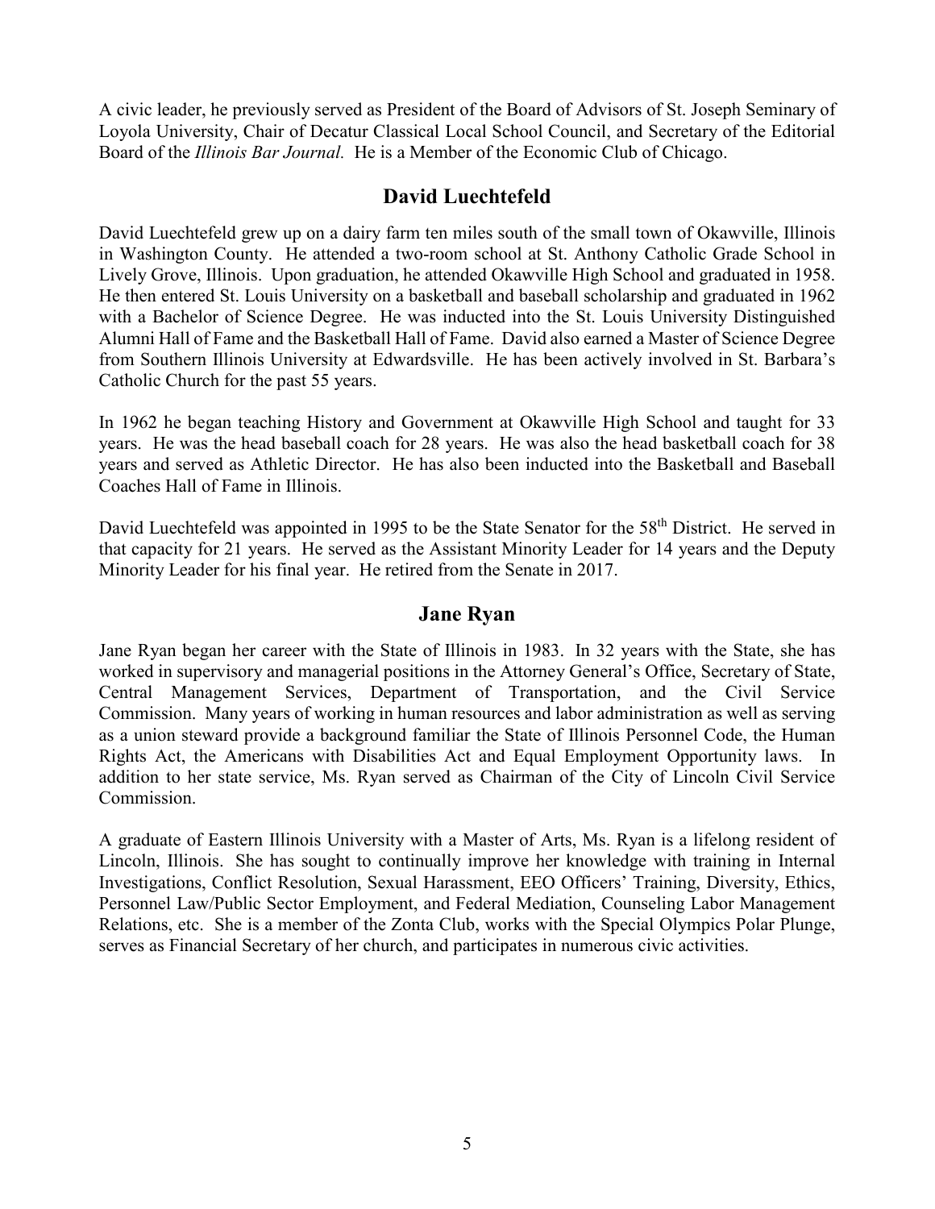A civic leader, he previously served as President of the Board of Advisors of St. Joseph Seminary of Loyola University, Chair of Decatur Classical Local School Council, and Secretary of the Editorial Board of the *Illinois Bar Journal*. He is a Member of the Economic Club of Chicago.

## David Luechtefeld

David Luechtefeld grew up on a dairy farm ten miles south of the small town of Okawville, Illinois in Washington County. He attended a two-room school at St. Anthony Catholic Grade School in Lively Grove, Illinois. Upon graduation, he attended Okawville High School and graduated in 1958. He then entered St. Louis University on a basketball and baseball scholarship and graduated in 1962 with a Bachelor of Science Degree. He was inducted into the St. Louis University Distinguished Alumni Hall of Fame and the Basketball Hall of Fame. David also earned a Master of Science Degree from Southern Illinois University at Edwardsville. He has been actively involved in St. Barbara's Catholic Church for the past 55 years.

In 1962 he began teaching History and Government at Okawville High School and taught for 33 years. He was the head baseball coach for 28 years. He was also the head basketball coach for 38 years and served as Athletic Director. He has also been inducted into the Basketball and Baseball Coaches Hall of Fame in Illinois.

David Luechtefeld was appointed in 1995 to be the State Senator for the 58th District. He served in that capacity for 21 years. He served as the Assistant Minority Leader for 14 years and the Deputy Minority Leader for his final year. He retired from the Senate in 2017.

## Jane Ryan

Jane Ryan began her career with the State of Illinois in 1983. In 32 years with the State, she has worked in supervisory and managerial positions in the Attorney General's Office, Secretary of State, Central Management Services, Department of Transportation, and the Civil Service Commission. Many years of working in human resources and labor administration as well as serving as a union steward provide a background familiar the State of Illinois Personnel Code, the Human Rights Act, the Americans with Disabilities Act and Equal Employment Opportunity laws. In addition to her state service, Ms. Ryan served as Chairman of the City of Lincoln Civil Service Commission.

A graduate of Eastern Illinois University with a Master of Arts, Ms. Ryan is a lifelong resident of Lincoln, Illinois. She has sought to continually improve her knowledge with training in Internal Investigations, Conflict Resolution, Sexual Harassment, EEO Officers' Training, Diversity, Ethics, Personnel Law/Public Sector Employment, and Federal Mediation, Counseling Labor Management Relations, etc. She is a member of the Zonta Club, works with the Special Olympics Polar Plunge, serves as Financial Secretary of her church, and participates in numerous civic activities.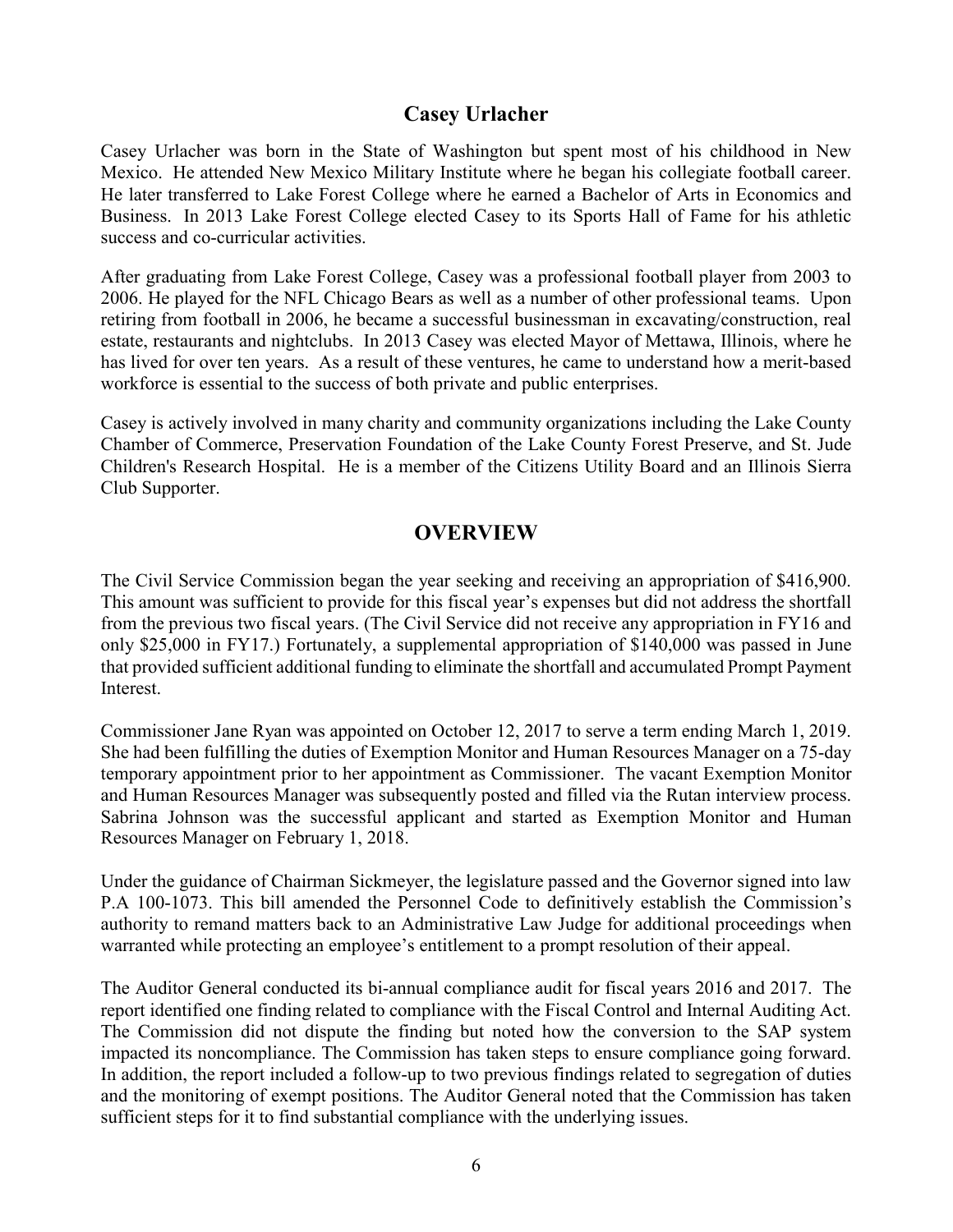## Casey Urlacher

Casey Urlacher was born in the State of Washington but spent most of his childhood in New Mexico. He attended New Mexico Military Institute where he began his collegiate football career. He later transferred to Lake Forest College where he earned a Bachelor of Arts in Economics and Business. In 2013 Lake Forest College elected Casey to its Sports Hall of Fame for his athletic success and co-curricular activities.

After graduating from Lake Forest College, Casey was a professional football player from 2003 to 2006. He played for the NFL Chicago Bears as well as a number of other professional teams. Upon retiring from football in 2006, he became a successful businessman in excavating/construction, real estate, restaurants and nightclubs. In 2013 Casey was elected Mayor of Mettawa, Illinois, where he has lived for over ten years. As a result of these ventures, he came to understand how a merit-based workforce is essential to the success of both private and public enterprises.

Casey is actively involved in many charity and community organizations including the Lake County Chamber of Commerce, Preservation Foundation of the Lake County Forest Preserve, and St. Jude Children's Research Hospital. He is a member of the Citizens Utility Board and an Illinois Sierra Club Supporter.

## OVERVIEW

The Civil Service Commission began the year seeking and receiving an appropriation of $416,900. This amount was sufficient to provide for this fiscal year's expenses but did not address the shortfall from the previous two fiscal years. (The Civil Service did not receive any appropriation in FY16 and only $25,000 in FY17.) Fortunately, a supplemental appropriation of $140,000 was passed in June that provided sufficient additional funding to eliminate the shortfall and accumulated Prompt Payment Interest.

Commissioner Jane Ryan was appointed on October 12, 2017 to serve a term ending March 1, 2019. She had been fulfilling the duties of Exemption Monitor and Human Resources Manager on a 75-day temporary appointment prior to her appointment as Commissioner. The vacant Exemption Monitor and Human Resources Manager was subsequently posted and filled via the Rutan interview process. Sabrina Johnson was the successful applicant and started as Exemption Monitor and Human Resources Manager on February 1, 2018.

Under the guidance of Chairman Sickmeyer, the legislature passed and the Governor signed into law P.A 100-1073. This bill amended the Personnel Code to definitively establish the Commission's authority to remand matters back to an Administrative Law Judge for additional proceedings when warranted while protecting an employee's entitlement to a prompt resolution of their appeal.

The Auditor General conducted its bi-annual compliance audit for fiscal years 2016 and 2017. The report identified one finding related to compliance with the Fiscal Control and Internal Auditing Act. The Commission did not dispute the finding but noted how the conversion to the SAP system impacted its noncompliance. The Commission has taken steps to ensure compliance going forward. In addition, the report included a follow-up to two previous findings related to segregation of duties and the monitoring of exempt positions. The Auditor General noted that the Commission has taken sufficient steps for it to find substantial compliance with the underlying issues.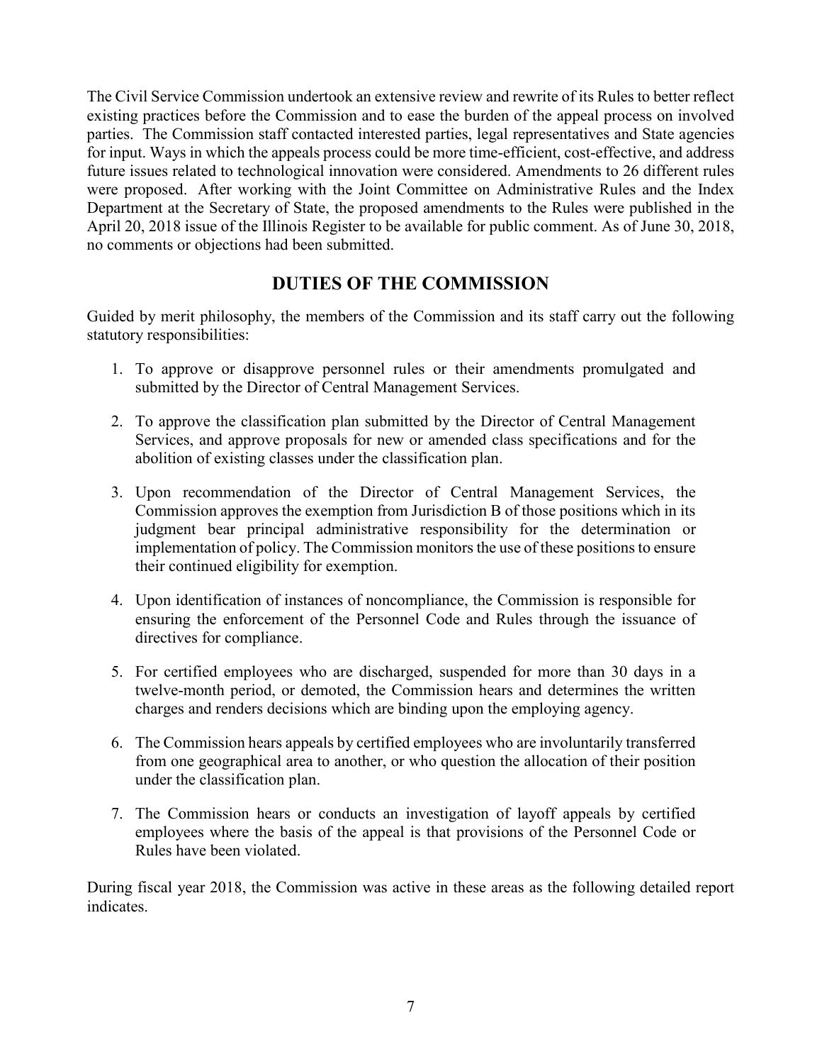The Civil Service Commission undertook an extensive review and rewrite of its Rules to better reflect existing practices before the Commission and to ease the burden of the appeal process on involved parties. The Commission staff contacted interested parties, legal representatives and State agencies for input. Ways in which the appeals process could be more time-efficient, cost-effective, and address future issues related to technological innovation were considered. Amendments to 26 different rules were proposed. After working with the Joint Committee on Administrative Rules and the Index Department at the Secretary of State, the proposed amendments to the Rules were published in the April 20, 2018 issue of the Illinois Register to be available for public comment. As of June 30, 2018, no comments or objections had been submitted.

## DUTIES OF THE COMMISSION

Guided by merit philosophy, the members of the Commission and its staff carry out the following statutory responsibilities:

1. To approve or disapprove personnel rules or their amendments promulgated and submitted by the Director of Central Management Services.

2. To approve the classification plan submitted by the Director of Central Management Services, and approve proposals for new or amended class specifications and for the abolition of existing classes under the classification plan.

3. Upon recommendation of the Director of Central Management Services, the Commission approves the exemption from Jurisdiction B of those positions which in its judgment bear principal administrative responsibility for the determination or implementation of policy. The Commission monitors the use of these positions to ensure their continued eligibility for exemption.

4. Upon identification of instances of noncompliance, the Commission is responsible for ensuring the enforcement of the Personnel Code and Rules through the issuance of directives for compliance.

5. For certified employees who are discharged, suspended for more than 30 days in a twelve-month period, or demoted, the Commission hears and determines the written charges and renders decisions which are binding upon the employing agency.

6. The Commission hears appeals by certified employees who are involuntarily transferred from one geographical area to another, or who question the allocation of their position under the classification plan.

7. The Commission hears or conducts an investigation of layoff appeals by certified employees where the basis of the appeal is that provisions of the Personnel Code or Rules have been violated.

During fiscal year 2018, the Commission was active in these areas as the following detailed report indicates.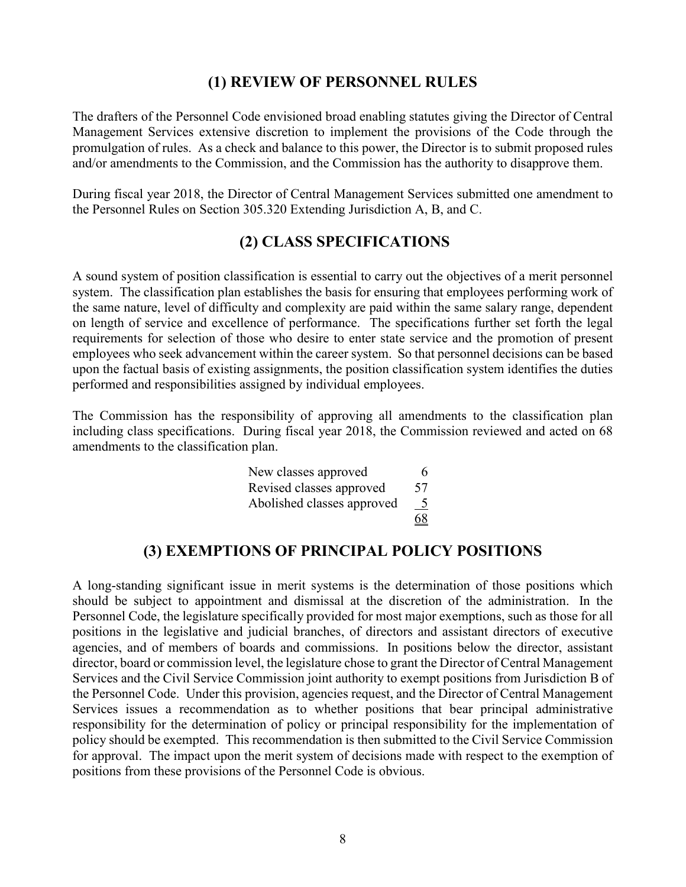## (1) REVIEW OF PERSONNEL RULES

The drafters of the Personnel Code envisioned broad enabling statutes giving the Director of Central Management Services extensive discretion to implement the provisions of the Code through the promulgation of rules. As a check and balance to this power, the Director is to submit proposed rules and/or amendments to the Commission, and the Commission has the authority to disapprove them.

During fiscal year 2018, the Director of Central Management Services submitted one amendment to the Personnel Rules on Section 305.320 Extending Jurisdiction A, B, and C.

## (2) CLASS SPECIFICATIONS

A sound system of position classification is essential to carry out the objectives of a merit personnel system. The classification plan establishes the basis for ensuring that employees performing work of the same nature, level of difficulty and complexity are paid within the same salary range, dependent on length of service and excellence of performance. The specifications further set forth the legal requirements for selection of those who desire to enter state service and the promotion of present employees who seek advancement within the career system. So that personnel decisions can be based upon the factual basis of existing assignments, the position classification system identifies the duties performed and responsibilities assigned by individual employees.

The Commission has the responsibility of approving all amendments to the classification plan including class specifications. During fiscal year 2018, the Commission reviewed and acted on 68 amendments to the classification plan.

| | |
|---|---|
| New classes approved | 6 |
| Revised classes approved | 57 |
| Abolished classes approved | 5 |
| | 68 |

## (3) EXEMPTIONS OF PRINCIPAL POLICY POSITIONS

A long-standing significant issue in merit systems is the determination of those positions which should be subject to appointment and dismissal at the discretion of the administration. In the Personnel Code, the legislature specifically provided for most major exemptions, such as those for all positions in the legislative and judicial branches, of directors and assistant directors of executive agencies, and of members of boards and commissions. In positions below the director, assistant director, board or commission level, the legislature chose to grant the Director of Central Management Services and the Civil Service Commission joint authority to exempt positions from Jurisdiction B of the Personnel Code. Under this provision, agencies request, and the Director of Central Management Services issues a recommendation as to whether positions that bear principal administrative responsibility for the determination of policy or principal responsibility for the implementation of policy should be exempted. This recommendation is then submitted to the Civil Service Commission for approval. The impact upon the merit system of decisions made with respect to the exemption of positions from these provisions of the Personnel Code is obvious.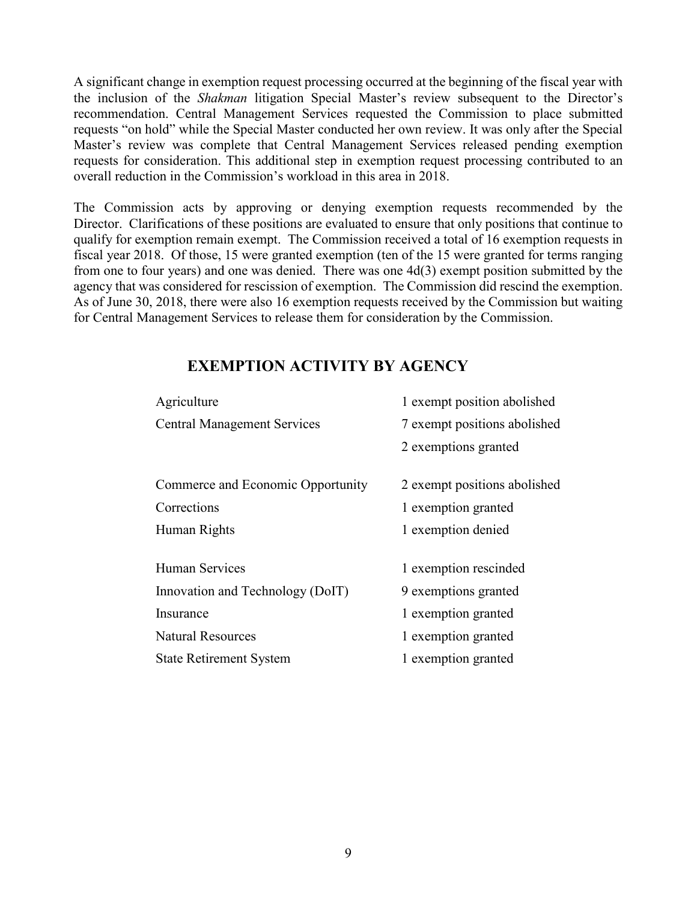A significant change in exemption request processing occurred at the beginning of the fiscal year with the inclusion of the *Shakman* litigation Special Master's review subsequent to the Director's recommendation. Central Management Services requested the Commission to place submitted requests "on hold" while the Special Master conducted her own review. It was only after the Special Master's review was complete that Central Management Services released pending exemption requests for consideration. This additional step in exemption request processing contributed to an overall reduction in the Commission's workload in this area in 2018.

The Commission acts by approving or denying exemption requests recommended by the Director. Clarifications of these positions are evaluated to ensure that only positions that continue to qualify for exemption remain exempt. The Commission received a total of 16 exemption requests in fiscal year 2018. Of those, 15 were granted exemption (ten of the 15 were granted for terms ranging from one to four years) and one was denied. There was one 4d(3) exempt position submitted by the agency that was considered for rescission of exemption. The Commission did rescind the exemption. As of June 30, 2018, there were also 16 exemption requests received by the Commission but waiting for Central Management Services to release them for consideration by the Commission.

## EXEMPTION ACTIVITY BY AGENCY

| Agency | Activity |
|---|---|
| Agriculture | 1 exempt position abolished |
| Central Management Services | 7 exempt positions abolished |
| | 2 exemptions granted |
| Commerce and Economic Opportunity | 2 exempt positions abolished |
| Corrections | 1 exemption granted |
| Human Rights | 1 exemption denied |
| Human Services | 1 exemption rescinded |
| Innovation and Technology (DoIT) | 9 exemptions granted |
| Insurance | 1 exemption granted |
| Natural Resources | 1 exemption granted |
| State Retirement System | 1 exemption granted |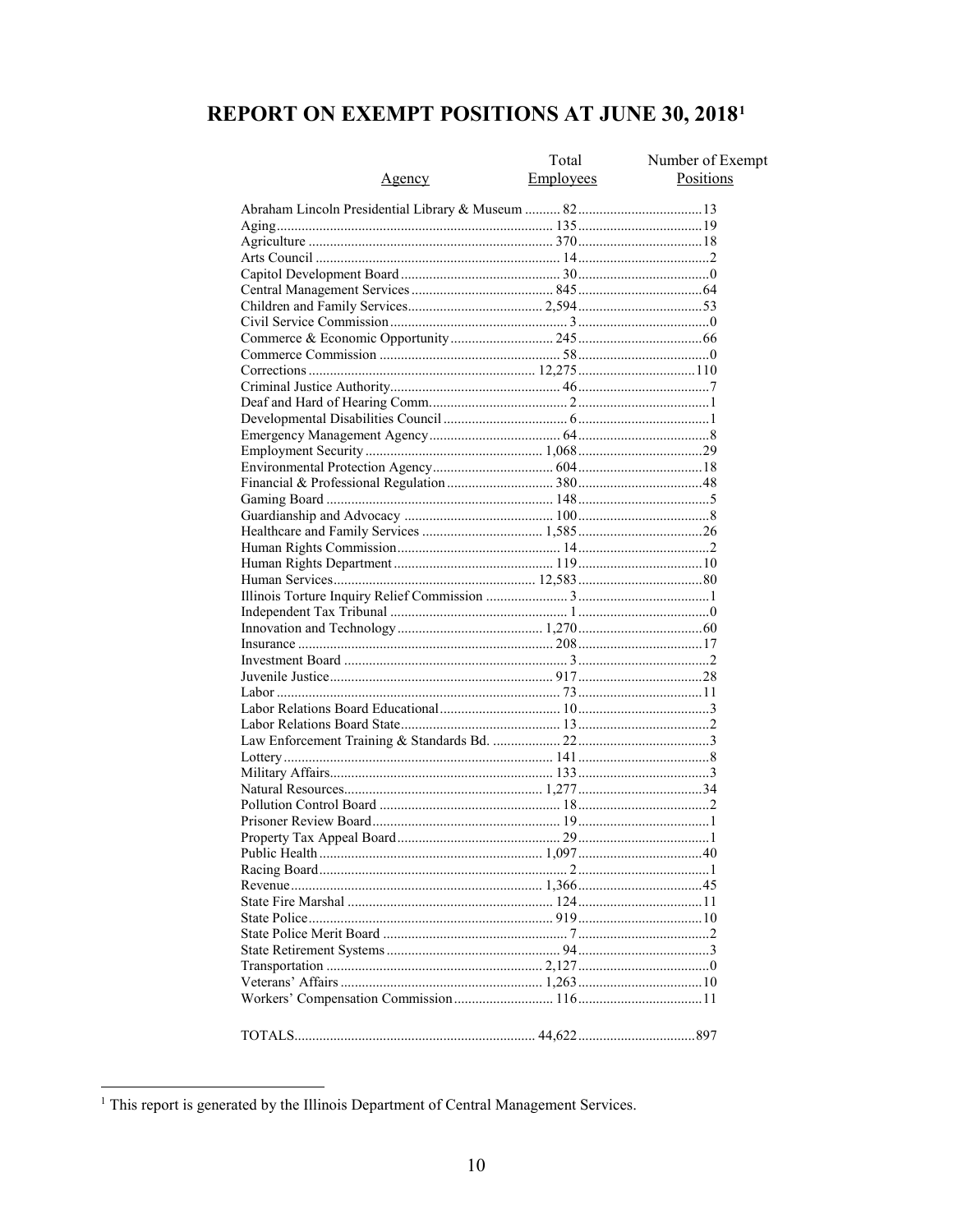# REPORT ON EXEMPT POSITIONS AT JUNE 30, 2018[1]

| Agency | Total Employees | Number of Exempt Positions |
|---|---|---|
| Abraham Lincoln Presidential Library & Museum | 82 | 13 |
| Aging | 135 | 19 |
| Agriculture | 370 | 18 |
| Arts Council | 14 | 2 |
| Capitol Development Board | 30 | 0 |
| Central Management Services | 845 | 64 |
| Children and Family Services | 2,594 | 53 |
| Civil Service Commission | 3 | 0 |
| Commerce & Economic Opportunity | 245 | 66 |
| Commerce Commission | 58 | 0 |
| Corrections | 12,275 | 110 |
| Criminal Justice Authority | 46 | 7 |
| Deaf and Hard of Hearing Comm. | 2 | 1 |
| Developmental Disabilities Council | 6 | 1 |
| Emergency Management Agency | 64 | 8 |
| Employment Security | 1,068 | 29 |
| Environmental Protection Agency | 604 | 18 |
| Financial & Professional Regulation | 380 | 48 |
| Gaming Board | 148 | 5 |
| Guardianship and Advocacy | 100 | 8 |
| Healthcare and Family Services | 1,585 | 26 |
| Human Rights Commission | 14 | 2 |
| Human Rights Department | 119 | 10 |
| Human Services | 12,583 | 80 |
| Illinois Torture Inquiry Relief Commission | 3 | 1 |
| Independent Tax Tribunal | 1 | 0 |
| Innovation and Technology | 1,270 | 60 |
| Insurance | 208 | 17 |
| Investment Board | 3 | 2 |
| Juvenile Justice | 917 | 28 |
| Labor | 73 | 11 |
| Labor Relations Board Educational | 10 | 3 |
| Labor Relations Board State | 13 | 2 |
| Law Enforcement Training & Standards Bd. | 22 | 3 |
| Lottery | 141 | 8 |
| Military Affairs | 133 | 3 |
| Natural Resources | 1,277 | 34 |
| Pollution Control Board | 18 | 2 |
| Prisoner Review Board | 19 | 1 |
| Property Tax Appeal Board | 29 | 1 |
| Public Health | 1,097 | 40 |
| Racing Board | 2 | 1 |
| Revenue | 1,366 | 45 |
| State Fire Marshal | 124 | 11 |
| State Police | 919 | 10 |
| State Police Merit Board | 7 | 2 |
| State Retirement Systems | 94 | 3 |
| Transportation | 2,127 | 0 |
| Veterans' Affairs | 1,263 | 10 |
| Workers' Compensation Commission | 116 | 11 |
| TOTALS | 44,622 | 897 |

[1] This report is generated by the Illinois Department of Central Management Services.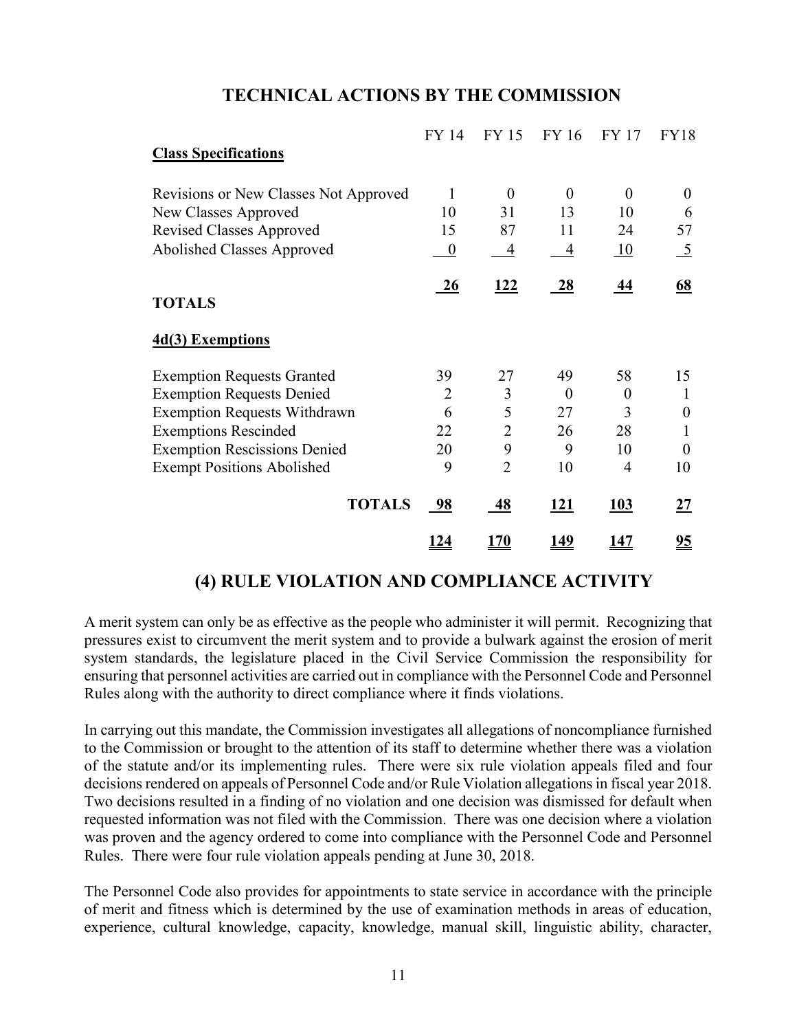## TECHNICAL ACTIONS BY THE COMMISSION

| | FY 14 | FY 15 | FY 16 | FY 17 | FY18 |
|---|---|---|---|---|---|
| **Class Specifications** | | | | | |
| Revisions or New Classes Not Approved | 1 | 0 | 0 | 0 | 0 |
| New Classes Approved | 10 | 31 | 13 | 10 | 6 |
| Revised Classes Approved | 15 | 87 | 11 | 24 | 57 |
| Abolished Classes Approved | 0 | 4 | 4 | 10 | 5 |
| **TOTALS** | **26** | **122** | **28** | **44** | **68** |
| **4d(3) Exemptions** | | | | | |
| Exemption Requests Granted | 39 | 27 | 49 | 58 | 15 |
| Exemption Requests Denied | 2 | 3 | 0 | 0 | 1 |
| Exemption Requests Withdrawn | 6 | 5 | 27 | 3 | 0 |
| Exemptions Rescinded | 22 | 2 | 26 | 28 | 1 |
| Exemption Rescissions Denied | 20 | 9 | 9 | 10 | 0 |
| Exempt Positions Abolished | 9 | 2 | 10 | 4 | 10 |
| **TOTALS** | **98** | **48** | **121** | **103** | **27** |
| | **124** | **170** | **149** | **147** | **95** |

## (4) RULE VIOLATION AND COMPLIANCE ACTIVITY

A merit system can only be as effective as the people who administer it will permit. Recognizing that pressures exist to circumvent the merit system and to provide a bulwark against the erosion of merit system standards, the legislature placed in the Civil Service Commission the responsibility for ensuring that personnel activities are carried out in compliance with the Personnel Code and Personnel Rules along with the authority to direct compliance where it finds violations.

In carrying out this mandate, the Commission investigates all allegations of noncompliance furnished to the Commission or brought to the attention of its staff to determine whether there was a violation of the statute and/or its implementing rules. There were six rule violation appeals filed and four decisions rendered on appeals of Personnel Code and/or Rule Violation allegations in fiscal year 2018. Two decisions resulted in a finding of no violation and one decision was dismissed for default when requested information was not filed with the Commission. There was one decision where a violation was proven and the agency ordered to come into compliance with the Personnel Code and Personnel Rules. There were four rule violation appeals pending at June 30, 2018.

The Personnel Code also provides for appointments to state service in accordance with the principle of merit and fitness which is determined by the use of examination methods in areas of education, experience, cultural knowledge, capacity, knowledge, manual skill, linguistic ability, character,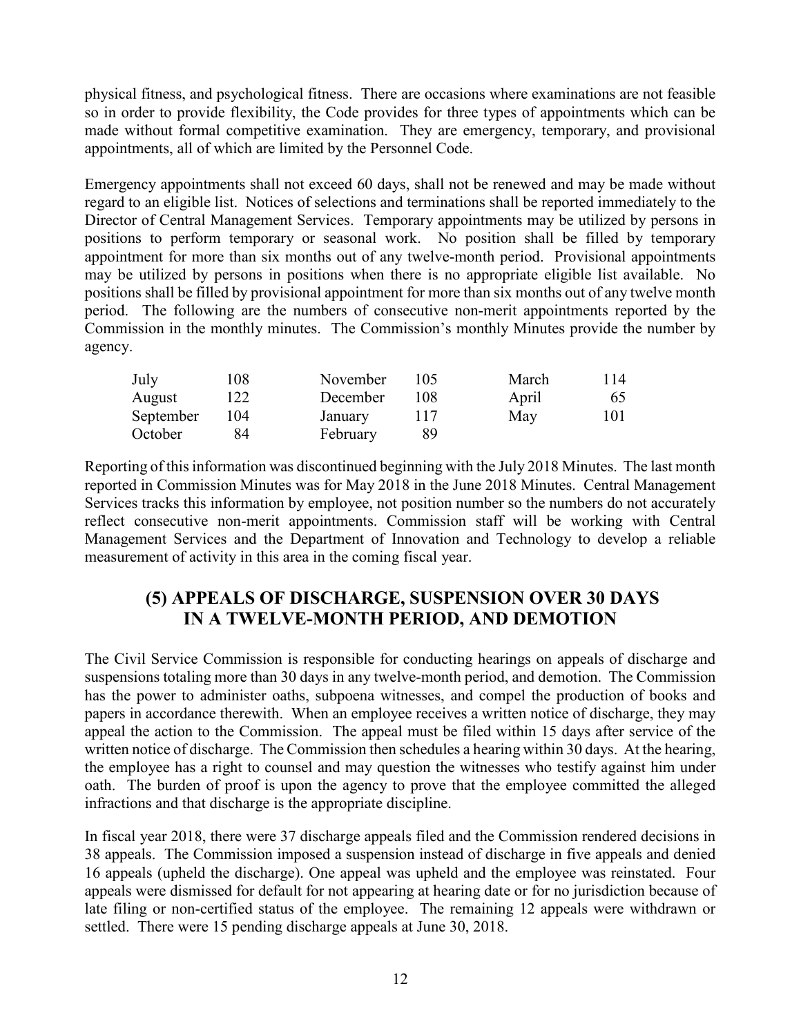physical fitness, and psychological fitness. There are occasions where examinations are not feasible so in order to provide flexibility, the Code provides for three types of appointments which can be made without formal competitive examination. They are emergency, temporary, and provisional appointments, all of which are limited by the Personnel Code.

Emergency appointments shall not exceed 60 days, shall not be renewed and may be made without regard to an eligible list. Notices of selections and terminations shall be reported immediately to the Director of Central Management Services. Temporary appointments may be utilized by persons in positions to perform temporary or seasonal work. No position shall be filled by temporary appointment for more than six months out of any twelve-month period. Provisional appointments may be utilized by persons in positions when there is no appropriate eligible list available. No positions shall be filled by provisional appointment for more than six months out of any twelve month period. The following are the numbers of consecutive non-merit appointments reported by the Commission in the monthly minutes. The Commission's monthly Minutes provide the number by agency.

| | | | | | |
|---|---|---|---|---|---|
| July | 108 | November | 105 | March | 114 |
| August | 122 | December | 108 | April | 65 |
| September | 104 | January | 117 | May | 101 |
| October | 84 | February | 89 | | |

Reporting of this information was discontinued beginning with the July 2018 Minutes. The last month reported in Commission Minutes was for May 2018 in the June 2018 Minutes. Central Management Services tracks this information by employee, not position number so the numbers do not accurately reflect consecutive non-merit appointments. Commission staff will be working with Central Management Services and the Department of Innovation and Technology to develop a reliable measurement of activity in this area in the coming fiscal year.

## (5) APPEALS OF DISCHARGE, SUSPENSION OVER 30 DAYS IN A TWELVE-MONTH PERIOD, AND DEMOTION

The Civil Service Commission is responsible for conducting hearings on appeals of discharge and suspensions totaling more than 30 days in any twelve-month period, and demotion. The Commission has the power to administer oaths, subpoena witnesses, and compel the production of books and papers in accordance therewith. When an employee receives a written notice of discharge, they may appeal the action to the Commission. The appeal must be filed within 15 days after service of the written notice of discharge. The Commission then schedules a hearing within 30 days. At the hearing, the employee has a right to counsel and may question the witnesses who testify against him under oath. The burden of proof is upon the agency to prove that the employee committed the alleged infractions and that discharge is the appropriate discipline.

In fiscal year 2018, there were 37 discharge appeals filed and the Commission rendered decisions in 38 appeals. The Commission imposed a suspension instead of discharge in five appeals and denied 16 appeals (upheld the discharge). One appeal was upheld and the employee was reinstated. Four appeals were dismissed for default for not appearing at hearing date or for no jurisdiction because of late filing or non-certified status of the employee. The remaining 12 appeals were withdrawn or settled. There were 15 pending discharge appeals at June 30, 2018.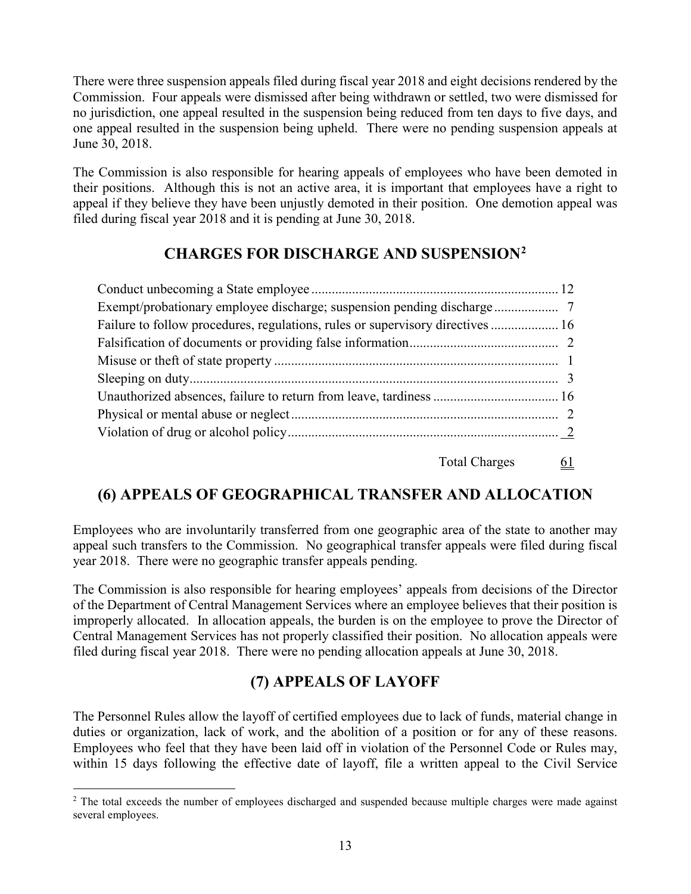There were three suspension appeals filed during fiscal year 2018 and eight decisions rendered by the Commission. Four appeals were dismissed after being withdrawn or settled, two were dismissed for no jurisdiction, one appeal resulted in the suspension being reduced from ten days to five days, and one appeal resulted in the suspension being upheld. There were no pending suspension appeals at June 30, 2018.

The Commission is also responsible for hearing appeals of employees who have been demoted in their positions. Although this is not an active area, it is important that employees have a right to appeal if they believe they have been unjustly demoted in their position. One demotion appeal was filed during fiscal year 2018 and it is pending at June 30, 2018.

## CHARGES FOR DISCHARGE AND SUSPENSION[2]

| Charge | Number |
|---|---|
| Conduct unbecoming a State employee | 12 |
| Exempt/probationary employee discharge; suspension pending discharge | 7 |
| Failure to follow procedures, regulations, rules or supervisory directives | 16 |
| Falsification of documents or providing false information | 2 |
| Misuse or theft of state property | 1 |
| Sleeping on duty | 3 |
| Unauthorized absences, failure to return from leave, tardiness | 16 |
| Physical or mental abuse or neglect | 2 |
| Violation of drug or alcohol policy | 2 |
| Total Charges | 61 |

## (6) APPEALS OF GEOGRAPHICAL TRANSFER AND ALLOCATION

Employees who are involuntarily transferred from one geographic area of the state to another may appeal such transfers to the Commission. No geographical transfer appeals were filed during fiscal year 2018. There were no geographic transfer appeals pending.

The Commission is also responsible for hearing employees' appeals from decisions of the Director of the Department of Central Management Services where an employee believes that their position is improperly allocated. In allocation appeals, the burden is on the employee to prove the Director of Central Management Services has not properly classified their position. No allocation appeals were filed during fiscal year 2018. There were no pending allocation appeals at June 30, 2018.

## (7) APPEALS OF LAYOFF

The Personnel Rules allow the layoff of certified employees due to lack of funds, material change in duties or organization, lack of work, and the abolition of a position or for any of these reasons. Employees who feel that they have been laid off in violation of the Personnel Code or Rules may, within 15 days following the effective date of layoff, file a written appeal to the Civil Service

[2] The total exceeds the number of employees discharged and suspended because multiple charges were made against several employees.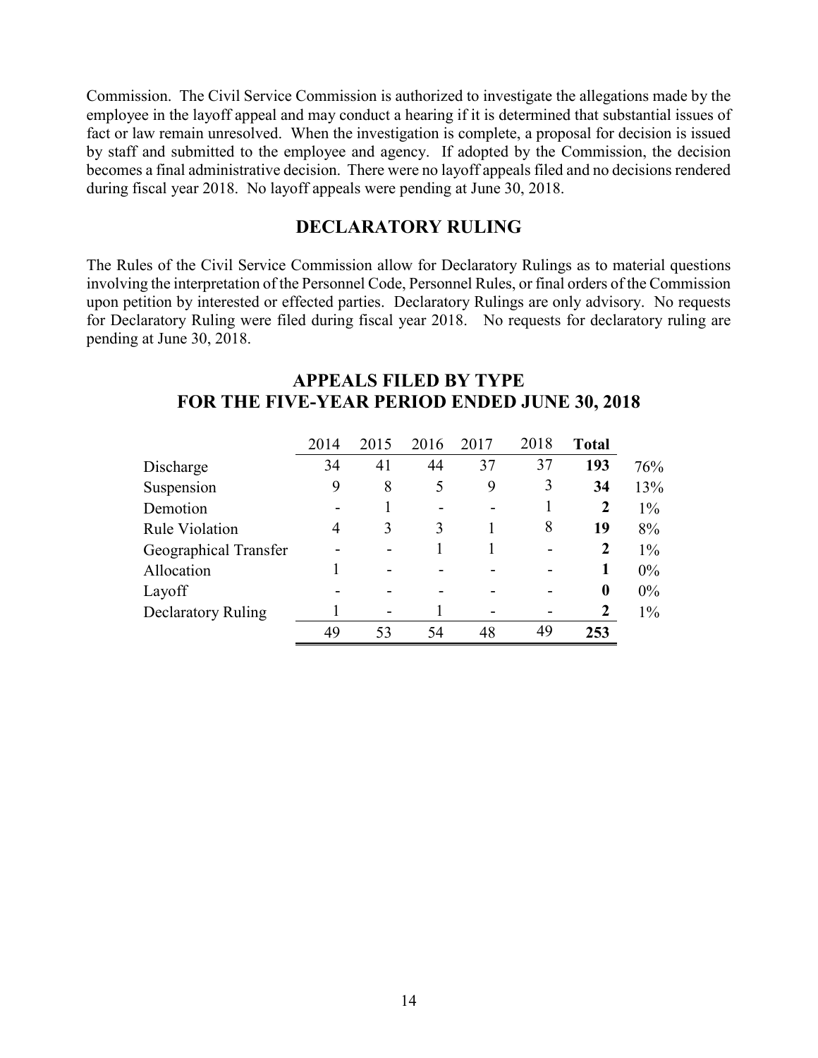Commission. The Civil Service Commission is authorized to investigate the allegations made by the employee in the layoff appeal and may conduct a hearing if it is determined that substantial issues of fact or law remain unresolved. When the investigation is complete, a proposal for decision is issued by staff and submitted to the employee and agency. If adopted by the Commission, the decision becomes a final administrative decision. There were no layoff appeals filed and no decisions rendered during fiscal year 2018. No layoff appeals were pending at June 30, 2018.

## DECLARATORY RULING

The Rules of the Civil Service Commission allow for Declaratory Rulings as to material questions involving the interpretation of the Personnel Code, Personnel Rules, or final orders of the Commission upon petition by interested or effected parties. Declaratory Rulings are only advisory. No requests for Declaratory Ruling were filed during fiscal year 2018. No requests for declaratory ruling are pending at June 30, 2018.

## APPEALS FILED BY TYPE FOR THE FIVE-YEAR PERIOD ENDED JUNE 30, 2018

| | 2014 | 2015 | 2016 | 2017 | 2018 | **Total** | |
|---|---|---|---|---|---|---|---|
| Discharge | 34 | 41 | 44 | 37 | 37 | **193** | 76% |
| Suspension | 9 | 8 | 5 | 9 | 3 | **34** | 13% |
| Demotion | - | 1 | - | - | 1 | **2** | 1% |
| Rule Violation | 4 | 3 | 3 | 1 | 8 | **19** | 8% |
| Geographical Transfer | - | - | 1 | 1 | - | **2** | 1% |
| Allocation | 1 | - | - | - | - | **1** | 0% |
| Layoff | - | - | - | - | - | **0** | 0% |
| Declaratory Ruling | 1 | - | 1 | - | - | **2** | 1% |
| | 49 | 53 | 54 | 48 | 49 | **253** | |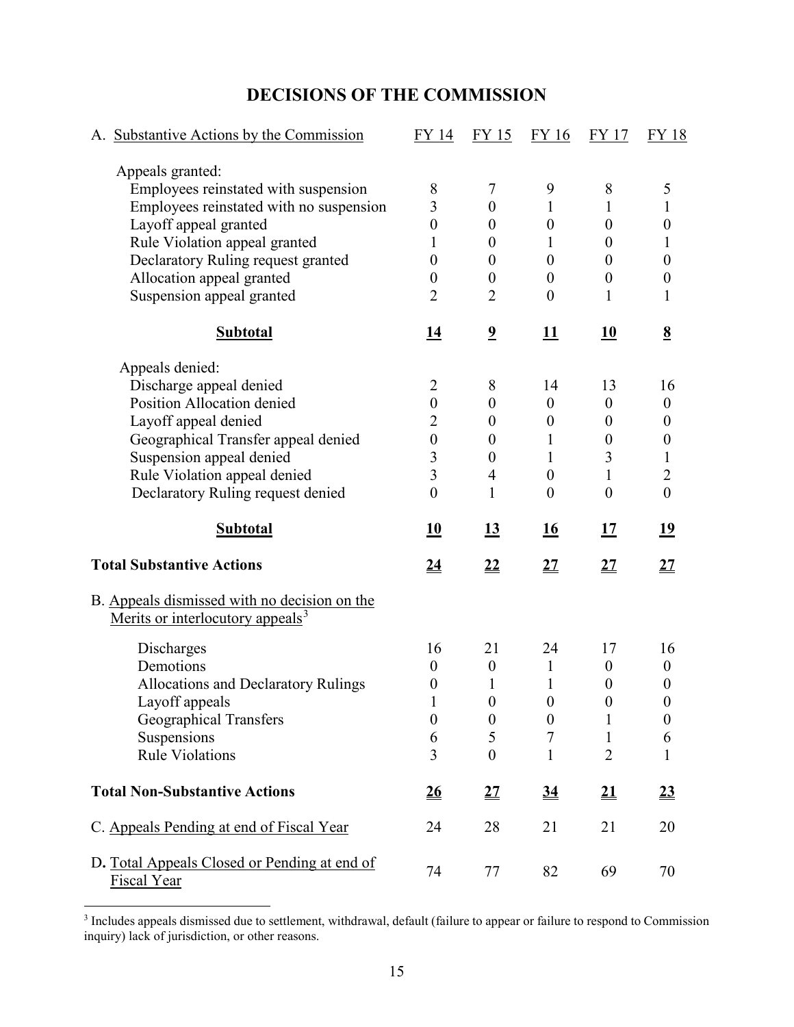# DECISIONS OF THE COMMISSION

| A. Substantive Actions by the Commission | FY 14 | FY 15 | FY 16 | FY 17 | FY 18 |
|---|---|---|---|---|---|
| Appeals granted: | | | | | |
| Employees reinstated with suspension | 8 | 7 | 9 | 8 | 5 |
| Employees reinstated with no suspension | 3 | 0 | 1 | 1 | 1 |
| Layoff appeal granted | 0 | 0 | 0 | 0 | 0 |
| Rule Violation appeal granted | 1 | 0 | 1 | 0 | 1 |
| Declaratory Ruling request granted | 0 | 0 | 0 | 0 | 0 |
| Allocation appeal granted | 0 | 0 | 0 | 0 | 0 |
| Suspension appeal granted | 2 | 2 | 0 | 1 | 1 |
| **Subtotal** | **14** | **9** | **11** | **10** | **8** |
| Appeals denied: | | | | | |
| Discharge appeal denied | 2 | 8 | 14 | 13 | 16 |
| Position Allocation denied | 0 | 0 | 0 | 0 | 0 |
| Layoff appeal denied | 2 | 0 | 0 | 0 | 0 |
| Geographical Transfer appeal denied | 0 | 0 | 1 | 0 | 0 |
| Suspension appeal denied | 3 | 0 | 1 | 3 | 1 |
| Rule Violation appeal denied | 3 | 4 | 0 | 1 | 2 |
| Declaratory Ruling request denied | 0 | 1 | 0 | 0 | 0 |
| **Subtotal** | **10** | **13** | **16** | **17** | **19** |
| **Total Substantive Actions** | **24** | **22** | **27** | **27** | **27** |
| B. Appeals dismissed with no decision on the Merits or interlocutory appeals[3] | | | | | |
| Discharges | 16 | 21 | 24 | 17 | 16 |
| Demotions | 0 | 0 | 1 | 0 | 0 |
| Allocations and Declaratory Rulings | 0 | 1 | 1 | 0 | 0 |
| Layoff appeals | 1 | 0 | 0 | 0 | 0 |
| Geographical Transfers | 0 | 0 | 0 | 1 | 0 |
| Suspensions | 6 | 5 | 7 | 1 | 6 |
| Rule Violations | 3 | 0 | 1 | 2 | 1 |
| **Total Non-Substantive Actions** | **26** | **27** | **34** | **21** | **23** |
| C. Appeals Pending at end of Fiscal Year | 24 | 28 | 21 | 21 | 20 |
| D. Total Appeals Closed or Pending at end of Fiscal Year | 74 | 77 | 82 | 69 | 70 |

[3] Includes appeals dismissed due to settlement, withdrawal, default (failure to appear or failure to respond to Commission inquiry) lack of jurisdiction, or other reasons.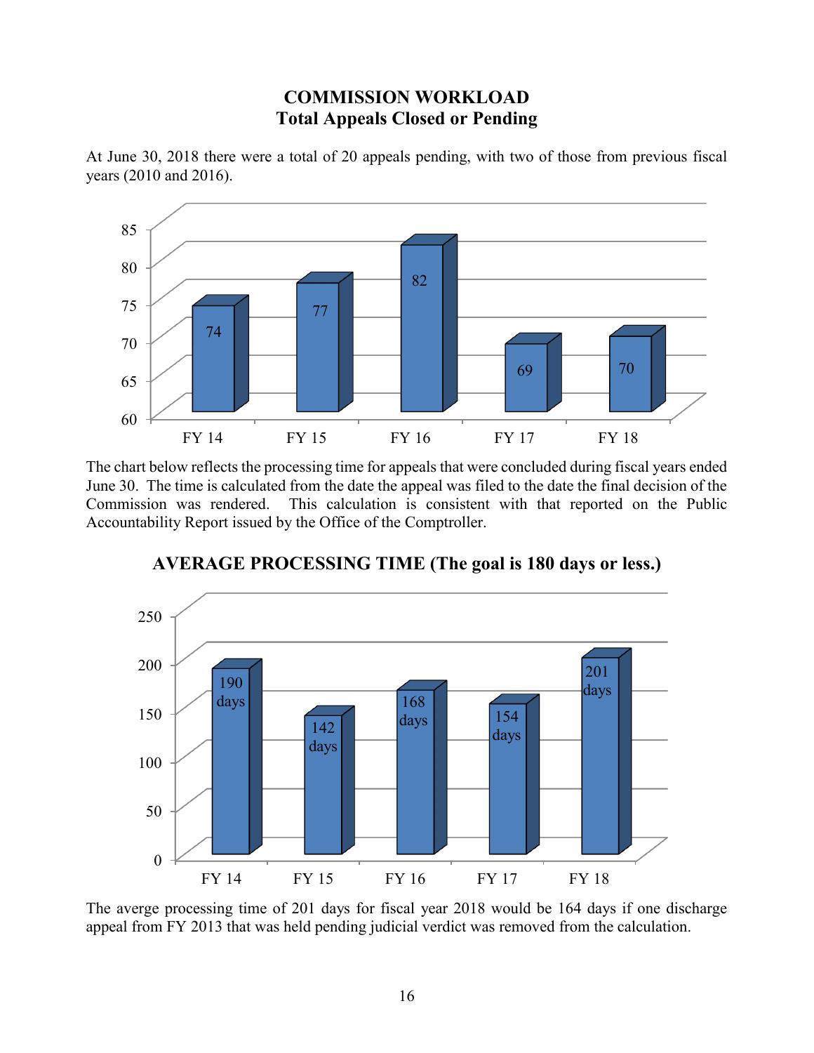## COMMISSION WORKLOAD
## Total Appeals Closed or Pending

At June 30, 2018 there were a total of 20 appeals pending, with two of those from previous fiscal years (2010 and 2016).

| Fiscal Year | Total Appeals |
|---|---|
| FY 14 | 74 |
| FY 15 | 77 |
| FY 16 | 82 |
| FY 17 | 69 |
| FY 18 | 70 |

The chart below reflects the processing time for appeals that were concluded during fiscal years ended June 30. The time is calculated from the date the appeal was filed to the date the final decision of the Commission was rendered. This calculation is consistent with that reported on the Public Accountability Report issued by the Office of the Comptroller.

## AVERAGE PROCESSING TIME (The goal is 180 days or less.)

| Fiscal Year | Average Processing Time |
|---|---|
| FY 14 | 190 days |
| FY 15 | 142 days |
| FY 16 | 168 days |
| FY 17 | 154 days |
| FY 18 | 201 days |

The averge processing time of 201 days for fiscal year 2018 would be 164 days if one discharge appeal from FY 2013 that was held pending judicial verdict was removed from the calculation.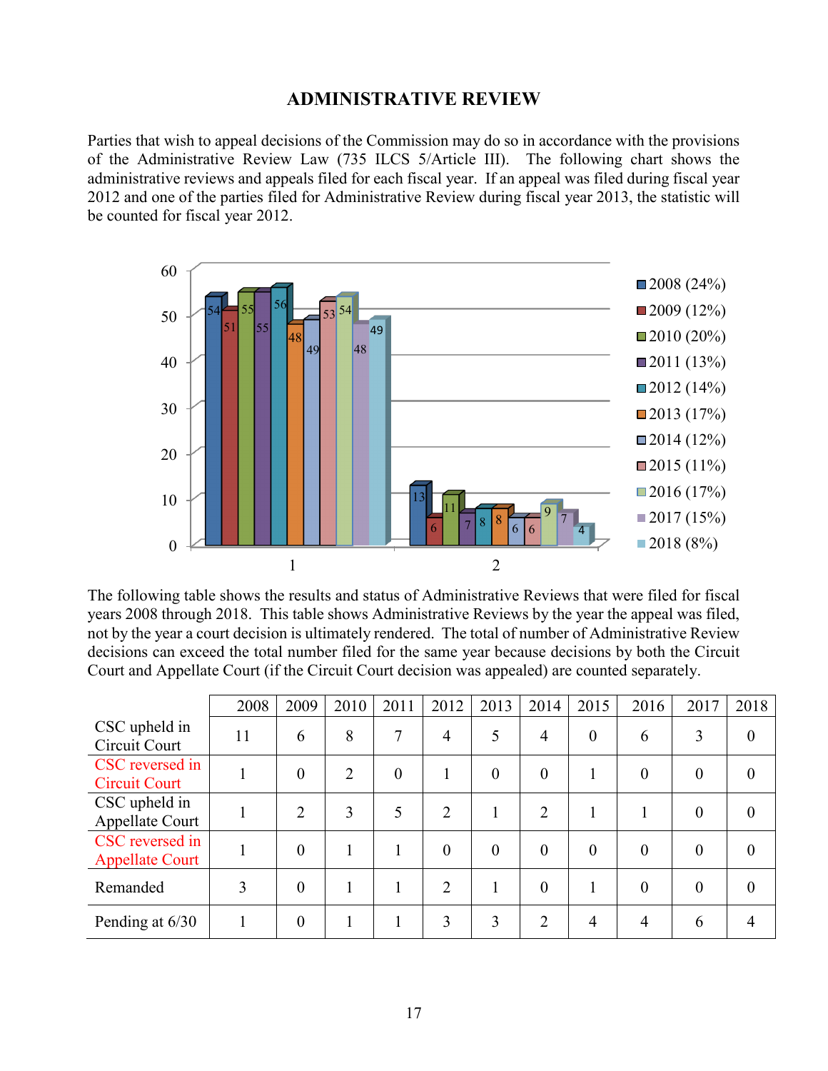# ADMINISTRATIVE REVIEW

Parties that wish to appeal decisions of the Commission may do so in accordance with the provisions of the Administrative Review Law (735 ILCS 5/Article III). The following chart shows the administrative reviews and appeals filed for each fiscal year. If an appeal was filed during fiscal year 2012 and one of the parties filed for Administrative Review during fiscal year 2013, the statistic will be counted for fiscal year 2012.

| Group | 2008 (24%) | 2009 (12%) | 2010 (20%) | 2011 (13%) | 2012 (14%) | 2013 (17%) | 2014 (12%) | 2015 (11%) | 2016 (17%) | 2017 (15%) | 2018 (8%) |
|---|---|---|---|---|---|---|---|---|---|---|---|
| 1 | 54 | 51 | 55 | 55 | 56 | 48 | 49 | 53 | 54 | 48 | 49 |
| 2 | 13 | 6 | 11 | 7 | 8 | 8 | 6 | 6 | 9 | 7 | 4 |

The following table shows the results and status of Administrative Reviews that were filed for fiscal years 2008 through 2018. This table shows Administrative Reviews by the year the appeal was filed, not by the year a court decision is ultimately rendered. The total of number of Administrative Review decisions can exceed the total number filed for the same year because decisions by both the Circuit Court and Appellate Court (if the Circuit Court decision was appealed) are counted separately.

| | 2008 | 2009 | 2010 | 2011 | 2012 | 2013 | 2014 | 2015 | 2016 | 2017 | 2018 |
|---|---|---|---|---|---|---|---|---|---|---|---|
| CSC upheld in Circuit Court | 11 | 6 | 8 | 7 | 4 | 5 | 4 | 0 | 6 | 3 | 0 |
| CSC reversed in Circuit Court | 1 | 0 | 2 | 0 | 1 | 0 | 0 | 1 | 0 | 0 | 0 |
| CSC upheld in Appellate Court | 1 | 2 | 3 | 5 | 2 | 1 | 2 | 1 | 1 | 0 | 0 |
| CSC reversed in Appellate Court | 1 | 0 | 1 | 1 | 0 | 0 | 0 | 0 | 0 | 0 | 0 |
| Remanded | 3 | 0 | 1 | 1 | 2 | 1 | 0 | 1 | 0 | 0 | 0 |
| Pending at 6/30 | 1 | 0 | 1 | 1 | 3 | 3 | 2 | 4 | 4 | 6 | 4 |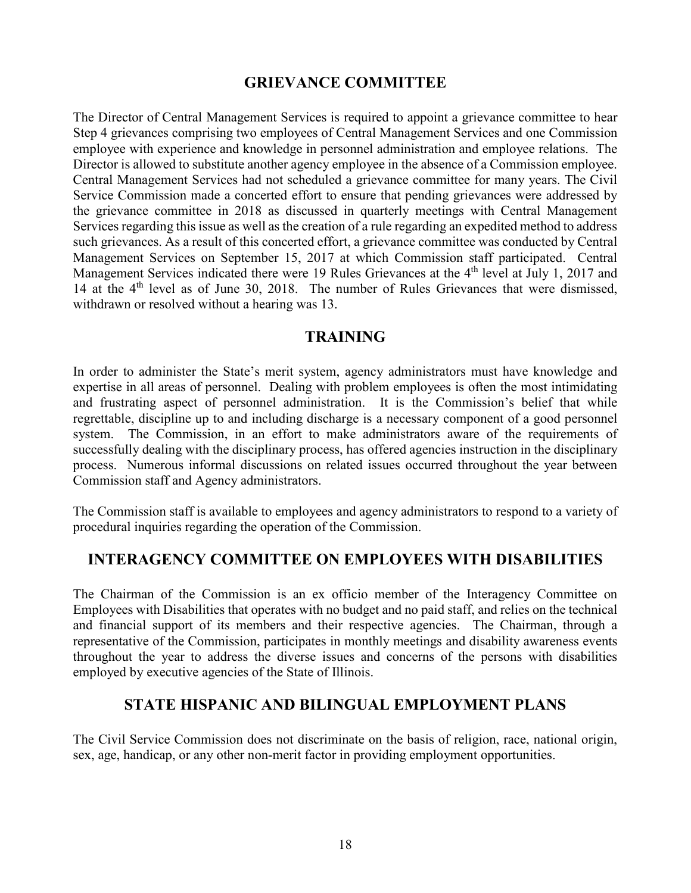## GRIEVANCE COMMITTEE

The Director of Central Management Services is required to appoint a grievance committee to hear Step 4 grievances comprising two employees of Central Management Services and one Commission employee with experience and knowledge in personnel administration and employee relations. The Director is allowed to substitute another agency employee in the absence of a Commission employee. Central Management Services had not scheduled a grievance committee for many years. The Civil Service Commission made a concerted effort to ensure that pending grievances were addressed by the grievance committee in 2018 as discussed in quarterly meetings with Central Management Services regarding this issue as well as the creation of a rule regarding an expedited method to address such grievances. As a result of this concerted effort, a grievance committee was conducted by Central Management Services on September 15, 2017 at which Commission staff participated. Central Management Services indicated there were 19 Rules Grievances at the 4th level at July 1, 2017 and 14 at the 4th level as of June 30, 2018. The number of Rules Grievances that were dismissed, withdrawn or resolved without a hearing was 13.

## TRAINING

In order to administer the State's merit system, agency administrators must have knowledge and expertise in all areas of personnel. Dealing with problem employees is often the most intimidating and frustrating aspect of personnel administration. It is the Commission's belief that while regrettable, discipline up to and including discharge is a necessary component of a good personnel system. The Commission, in an effort to make administrators aware of the requirements of successfully dealing with the disciplinary process, has offered agencies instruction in the disciplinary process. Numerous informal discussions on related issues occurred throughout the year between Commission staff and Agency administrators.

The Commission staff is available to employees and agency administrators to respond to a variety of procedural inquiries regarding the operation of the Commission.

## INTERAGENCY COMMITTEE ON EMPLOYEES WITH DISABILITIES

The Chairman of the Commission is an ex officio member of the Interagency Committee on Employees with Disabilities that operates with no budget and no paid staff, and relies on the technical and financial support of its members and their respective agencies. The Chairman, through a representative of the Commission, participates in monthly meetings and disability awareness events throughout the year to address the diverse issues and concerns of the persons with disabilities employed by executive agencies of the State of Illinois.

## STATE HISPANIC AND BILINGUAL EMPLOYMENT PLANS

The Civil Service Commission does not discriminate on the basis of religion, race, national origin, sex, age, handicap, or any other non-merit factor in providing employment opportunities.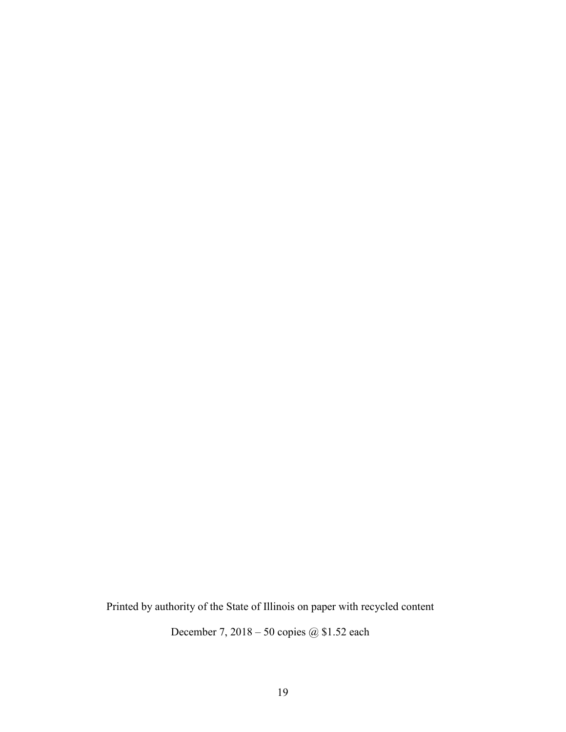Printed by authority of the State of Illinois on paper with recycled content

December 7, 2018 – 50 copies @ $1.52 each